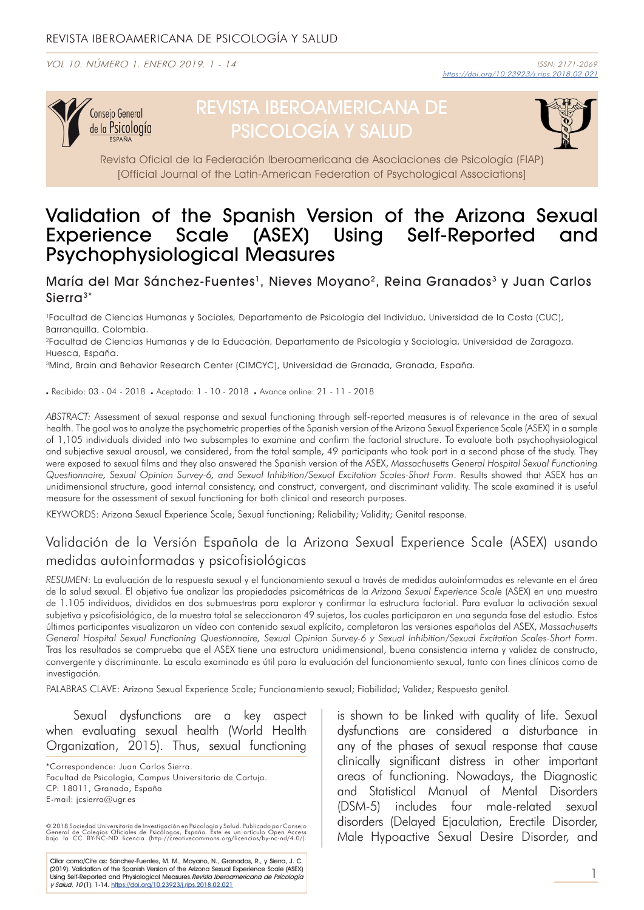# Validation of the Spanish Version of the Arizona Sexual Experience Scale (ASEX) Using Self-Reported and Psychophysiological Measures

María del Mar Sánchez-Fuentes[1], Nieves Moyano[2], Reina Granados[3] y Juan Carlos Sierra[3]*

[1]Facultad de Ciencias Humanas y Sociales, Departamento de Psicología del Individuo, Universidad de la Costa (CUC), Barranquilla, Colombia.

[2]Facultad de Ciencias Humanas y de la Educación, Departamento de Psicología y Sociología, Universidad de Zaragoza, Huesca, España.

[3]Mind, Brain and Behavior Research Center (CIMCYC), Universidad de Granada, Granada, España.

• Recibido: 03 - 04 - 2018 • Aceptado: 1 - 10 - 2018 • Avance online: 21 - 11 - 2018

*ABSTRACT:* Assessment of sexual response and sexual functioning through self-reported measures is of relevance in the area of sexual health. The goal was to analyze the psychometric properties of the Spanish version of the Arizona Sexual Experience Scale (ASEX) in a sample of 1,105 individuals divided into two subsamples to examine and confirm the factorial structure. To evaluate both psychophysiological and subjective sexual arousal, we considered, from the total sample, 49 participants who took part in a second phase of the study. They were exposed to sexual films and they also answered the Spanish version of the ASEX, *Massachusetts General Hospital Sexual Functioning Questionnaire, Sexual Opinion Survey-6, and Sexual Inhibition/Sexual Excitation Scales-Short Form*. Results showed that ASEX has an unidimensional structure, good internal consistency, and construct, convergent, and discriminant validity. The scale examined it is useful measure for the assessment of sexual functioning for both clinical and research purposes.

KEYWORDS: Arizona Sexual Experience Scale; Sexual functioning; Reliability; Validity; Genital response.

## Validación de la Versión Española de la Arizona Sexual Experience Scale (ASEX) usando medidas autoinformadas y psicofisiológicas

*RESUMEN*: La evaluación de la respuesta sexual y el funcionamiento sexual a través de medidas autoinformadas es relevante en el área de la salud sexual. El objetivo fue analizar las propiedades psicométricas de la *Arizona Sexual Experience Scale* (ASEX) en una muestra de 1.105 individuos, divididos en dos submuestras para explorar y confirmar la estructura factorial. Para evaluar la activación sexual subjetiva y psicofisiológica, de la muestra total se seleccionaron 49 sujetos, los cuales participaron en una segunda fase del estudio. Estos últimos participantes visualizaron un vídeo con contenido sexual explícito, completaron las versiones españolas del ASEX, *Massachusetts General Hospital Sexual Functioning Questionnaire, Sexual Opinion Survey-6 y Sexual Inhibition/Sexual Excitation Scales-Short Form*. Tras los resultados se comprueba que el ASEX tiene una estructura unidimensional, buena consistencia interna y validez de constructo, convergente y discriminante. La escala examinada es útil para la evaluación del funcionamiento sexual, tanto con fines clínicos como de investigación.

PALABRAS CLAVE: Arizona Sexual Experience Scale; Funcionamiento sexual; Fiabilidad; Validez; Respuesta genital.

Sexual dysfunctions are a key aspect when evaluating sexual health (World Health Organization, 2015). Thus, sexual functioning is shown to be linked with quality of life. Sexual dysfunctions are considered a disturbance in any of the phases of sexual response that cause clinically significant distress in other important areas of functioning. Nowadays, the Diagnostic and Statistical Manual of Mental Disorders (DSM-5) includes four male-related sexual disorders (Delayed Ejaculation, Erectile Disorder, Male Hypoactive Sexual Desire Disorder, and

*Correspondence: Juan Carlos Sierra.
Facultad de Psicología, Campus Universitario de Cartuja.
CP: 18011, Granada, España
E-mail: jcsierra@ugr.es

© 2018 Sociedad Universitaria de Investigación en Psicología y Salud. Publicado por Consejo General de Colegios Oficiales de Psicólogos, España. Este es un artículo Open Access bajo la CC BY-NC-ND licencia (http://creativecommons.org/licencias/by-nc-nd/4.0/).

Citar como/Cite as: Sánchez-Fuentes, M. M., Moyano, N., Granados, R., y Sierra, J. C. (2019). Validation of the Spanish Version of the Arizona Sexual Experience Scale (ASEX) Using Self-Reported and Physiological Measures. *Revista Iberoamericana de Psicología y Salud, 10*(1), 1-14. https://doi.org/10.23923/j.rips.2018.02.021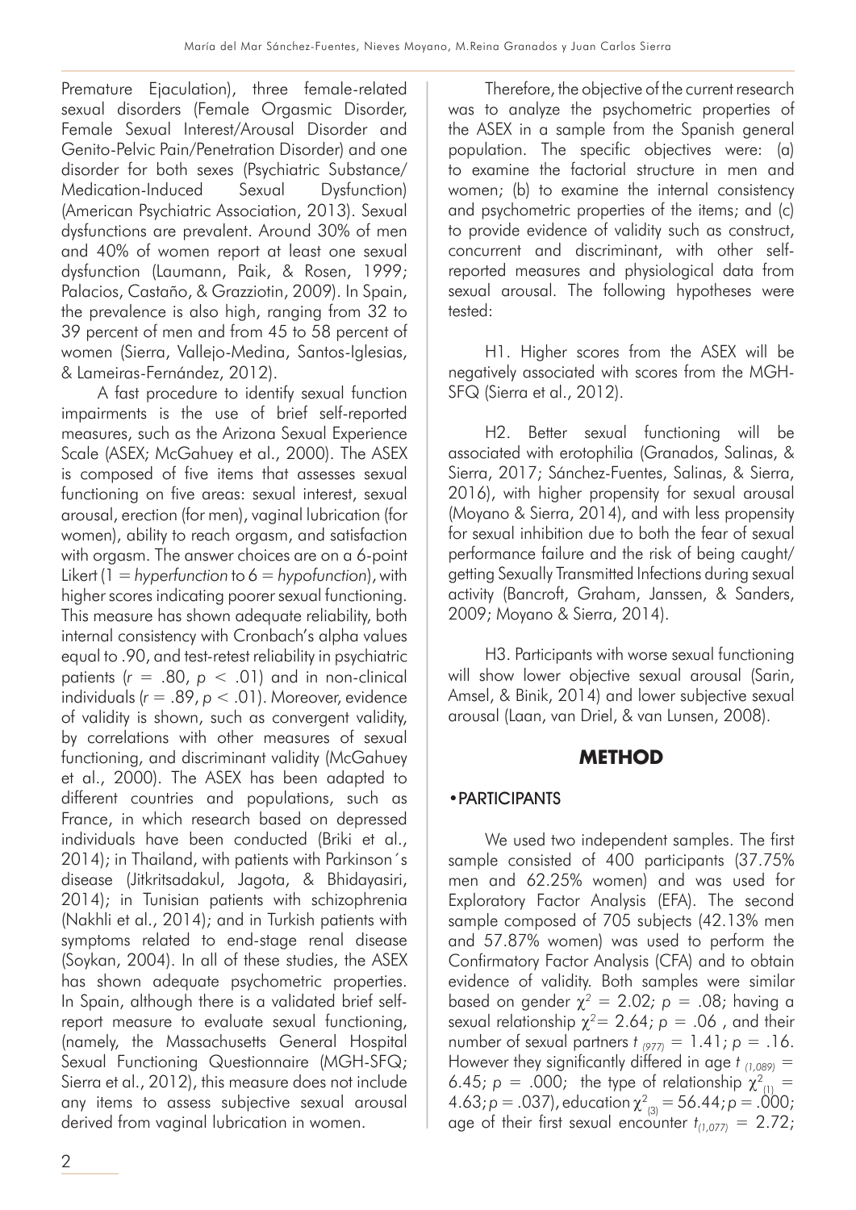Premature Ejaculation), three female-related sexual disorders (Female Orgasmic Disorder, Female Sexual Interest/Arousal Disorder and Genito-Pelvic Pain/Penetration Disorder) and one disorder for both sexes (Psychiatric Substance/ Medication-Induced Sexual Dysfunction) (American Psychiatric Association, 2013). Sexual dysfunctions are prevalent. Around 30% of men and 40% of women report at least one sexual dysfunction (Laumann, Paik, & Rosen, 1999; Palacios, Castaño, & Grazziotin, 2009). In Spain, the prevalence is also high, ranging from 32 to 39 percent of men and from 45 to 58 percent of women (Sierra, Vallejo-Medina, Santos-Iglesias, & Lameiras-Fernández, 2012).

A fast procedure to identify sexual function impairments is the use of brief self-reported measures, such as the Arizona Sexual Experience Scale (ASEX; McGahuey et al., 2000). The ASEX is composed of five items that assesses sexual functioning on five areas: sexual interest, sexual arousal, erection (for men), vaginal lubrication (for women), ability to reach orgasm, and satisfaction with orgasm. The answer choices are on a 6-point Likert (1 = *hyperfunction* to 6 = *hypofunction*), with higher scores indicating poorer sexual functioning. This measure has shown adequate reliability, both internal consistency with Cronbach's alpha values equal to .90, and test-retest reliability in psychiatric patients ($r$ = .80, $p$ < .01) and in non-clinical individuals ($r$ = .89, $p$ < .01). Moreover, evidence of validity is shown, such as convergent validity, by correlations with other measures of sexual functioning, and discriminant validity (McGahuey et al., 2000). The ASEX has been adapted to different countries and populations, such as France, in which research based on depressed individuals have been conducted (Briki et al., 2014); in Thailand, with patients with Parkinson´s disease (Jitkritsadakul, Jagota, & Bhidayasiri, 2014); in Tunisian patients with schizophrenia (Nakhli et al., 2014); and in Turkish patients with symptoms related to end-stage renal disease (Soykan, 2004). In all of these studies, the ASEX has shown adequate psychometric properties. In Spain, although there is a validated brief self-report measure to evaluate sexual functioning, (namely, the Massachusetts General Hospital Sexual Functioning Questionnaire (MGH-SFQ; Sierra et al., 2012), this measure does not include any items to assess subjective sexual arousal derived from vaginal lubrication in women.

Therefore, the objective of the current research was to analyze the psychometric properties of the ASEX in a sample from the Spanish general population. The specific objectives were: (a) to examine the factorial structure in men and women; (b) to examine the internal consistency and psychometric properties of the items; and (c) to provide evidence of validity such as construct, concurrent and discriminant, with other self-reported measures and physiological data from sexual arousal. The following hypotheses were tested:

H1. Higher scores from the ASEX will be negatively associated with scores from the MGH-SFQ (Sierra et al., 2012).

H2. Better sexual functioning will be associated with erotophilia (Granados, Salinas, & Sierra, 2017; Sánchez-Fuentes, Salinas, & Sierra, 2016), with higher propensity for sexual arousal (Moyano & Sierra, 2014), and with less propensity for sexual inhibition due to both the fear of sexual performance failure and the risk of being caught/ getting Sexually Transmitted Infections during sexual activity (Bancroft, Graham, Janssen, & Sanders, 2009; Moyano & Sierra, 2014).

H3. Participants with worse sexual functioning will show lower objective sexual arousal (Sarin, Amsel, & Binik, 2014) and lower subjective sexual arousal (Laan, van Driel, & van Lunsen, 2008).

## METHOD

### • PARTICIPANTS

We used two independent samples. The first sample consisted of 400 participants (37.75% men and 62.25% women) and was used for Exploratory Factor Analysis (EFA). The second sample composed of 705 subjects (42.13% men and 57.87% women) was used to perform the Confirmatory Factor Analysis (CFA) and to obtain evidence of validity. Both samples were similar based on gender $\chi^2$ = 2.02; $p$ = .08; having a sexual relationship $\chi^2$= 2.64; $p$ = .06 , and their number of sexual partners $t_{(977)}$ = 1.41; $p$ = .16. However they significantly differed in age $t_{(1,089)}$ = 6.45; $p$ = .000; the type of relationship $\chi^2_{(1)}$ = 4.63; $p$ = .037), education $\chi^2_{(3)}$ = 56.44; $p$ = .000; age of their first sexual encounter $t_{(1,077)}$ = 2.72;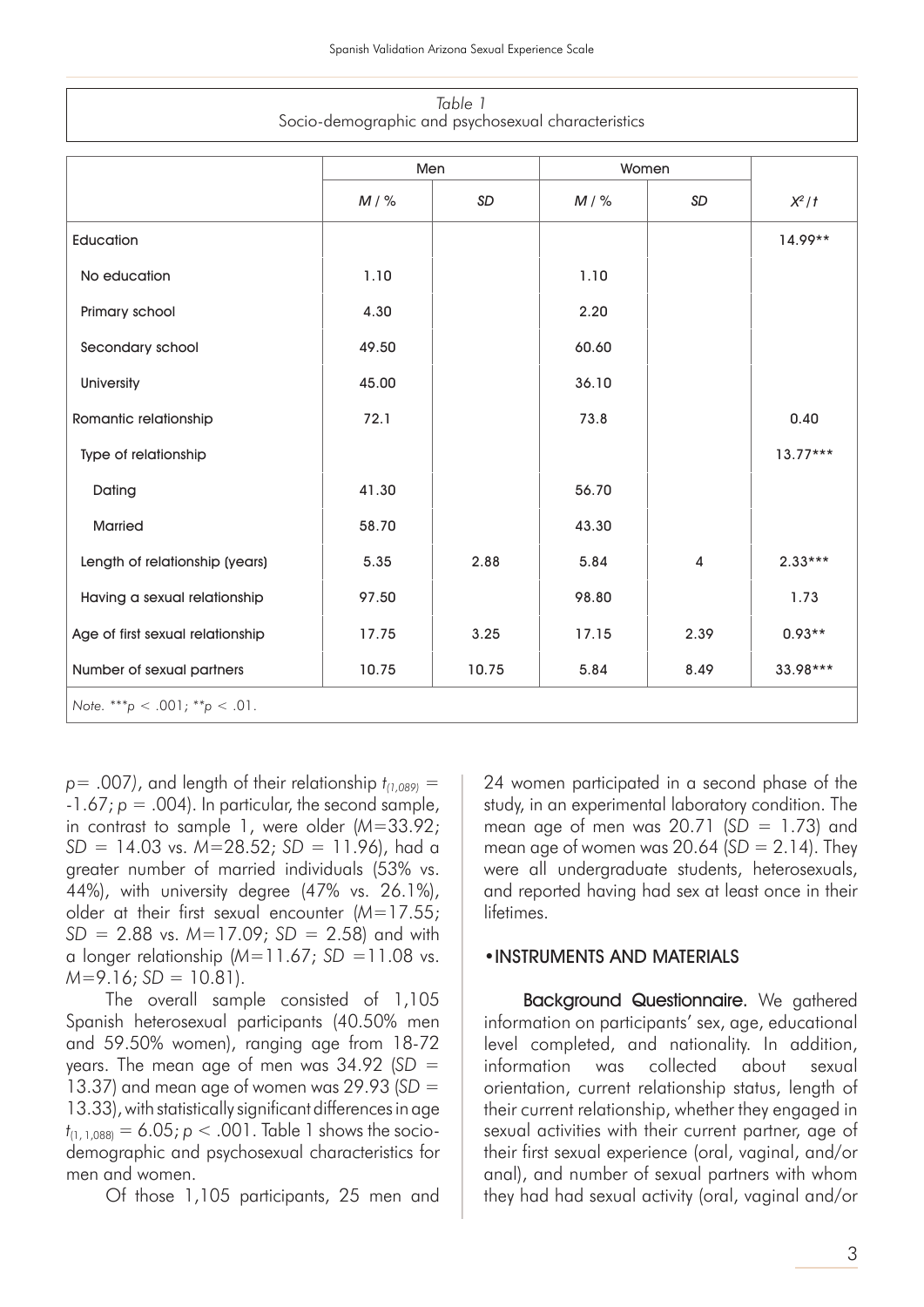*Table 1*
Socio-demographic and psychosexual characteristics

| | Men | | Women | | |
|---|---|---|---|---|---|
| | *M* / % | *SD* | *M* / % | *SD* | $X^2$ / *t* |
| Education | | | | | 14.99** |
| No education | 1.10 | | 1.10 | | |
| Primary school | 4.30 | | 2.20 | | |
| Secondary school | 49.50 | | 60.60 | | |
| University | 45.00 | | 36.10 | | |
| Romantic relationship | 72.1 | | 73.8 | | 0.40 |
| Type of relationship | | | | | 13.77*** |
| Dating | 41.30 | | 56.70 | | |
| Married | 58.70 | | 43.30 | | |
| Length of relationship (years) | 5.35 | 2.88 | 5.84 | 4 | 2.33*** |
| Having a sexual relationship | 97.50 | | 98.80 | | 1.73 |
| Age of first sexual relationship | 17.75 | 3.25 | 17.15 | 2.39 | 0.93** |
| Number of sexual partners | 10.75 | 10.75 | 5.84 | 8.49 | 33.98*** |

*Note.* ***$p < .001$; **$p < .01$.

$p = .007$), and length of their relationship $t_{(1,089)} = -1.67$; $p = .004$). In particular, the second sample, in contrast to sample 1, were older ($M = 33.92$; $SD = 14.03$ vs. $M = 28.52$; $SD = 11.96$), had a greater number of married individuals (53% vs. 44%), with university degree (47% vs. 26.1%), older at their first sexual encounter ($M = 17.55$; $SD = 2.88$ vs. $M = 17.09$; $SD = 2.58$) and with a longer relationship ($M = 11.67$; $SD = 11.08$ vs. $M = 9.16$; $SD = 10.81$).

The overall sample consisted of 1,105 Spanish heterosexual participants (40.50% men and 59.50% women), ranging age from 18-72 years. The mean age of men was 34.92 ($SD = 13.37$) and mean age of women was 29.93 ($SD = 13.33$), with statistically significant differences in age $t_{(1, 1,088)} = 6.05$; $p < .001$. Table 1 shows the socio-demographic and psychosexual characteristics for men and women.

Of those 1,105 participants, 25 men and 24 women participated in a second phase of the study, in an experimental laboratory condition. The mean age of men was 20.71 ($SD = 1.73$) and mean age of women was 20.64 ($SD = 2.14$). They were all undergraduate students, heterosexuals, and reported having had sex at least once in their lifetimes.

## • INSTRUMENTS AND MATERIALS

**Background Questionnaire.** We gathered information on participants' sex, age, educational level completed, and nationality. In addition, information was collected about sexual orientation, current relationship status, length of their current relationship, whether they engaged in sexual activities with their current partner, age of their first sexual experience (oral, vaginal, and/or anal), and number of sexual partners with whom they had had sexual activity (oral, vaginal and/or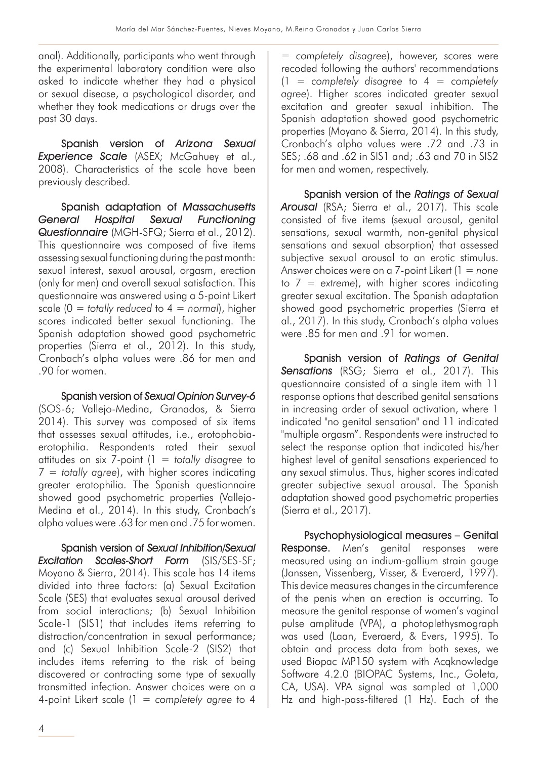anal). Additionally, participants who went through the experimental laboratory condition were also asked to indicate whether they had a physical or sexual disease, a psychological disorder, and whether they took medications or drugs over the past 30 days.

**Spanish version of *Arizona Sexual Experience Scale*** (ASEX; McGahuey et al., 2008). Characteristics of the scale have been previously described.

**Spanish adaptation of *Massachusetts General Hospital Sexual Functioning Questionnaire*** (MGH-SFQ; Sierra et al., 2012). This questionnaire was composed of five items assessing sexual functioning during the past month: sexual interest, sexual arousal, orgasm, erection (only for men) and overall sexual satisfaction. This questionnaire was answered using a 5-point Likert scale (0 = *totally reduced* to 4 = *normal*), higher scores indicated better sexual functioning. The Spanish adaptation showed good psychometric properties (Sierra et al., 2012). In this study, Cronbach's alpha values were .86 for men and .90 for women.

**Spanish version of *Sexual Opinion Survey-6*** (SOS-6; Vallejo-Medina, Granados, & Sierra 2014). This survey was composed of six items that assesses sexual attitudes, i.e., erotophobia-erotophilia. Respondents rated their sexual attitudes on six 7-point (1 = *totally disagree* to 7 = *totally agree*), with higher scores indicating greater erotophilia. The Spanish questionnaire showed good psychometric properties (Vallejo-Medina et al., 2014). In this study, Cronbach's alpha values were .63 for men and .75 for women.

**Spanish version of *Sexual Inhibition/Sexual Excitation Scales-Short Form*** (SIS/SES-SF; Moyano & Sierra, 2014). This scale has 14 items divided into three factors: (a) Sexual Excitation Scale (SES) that evaluates sexual arousal derived from social interactions; (b) Sexual Inhibition Scale-1 (SIS1) that includes items referring to distraction/concentration in sexual performance; and (c) Sexual Inhibition Scale-2 (SIS2) that includes items referring to the risk of being discovered or contracting some type of sexually transmitted infection. Answer choices were on a 4-point Likert scale (1 = *completely agree* to 4 = *completely disagree*), however, scores were recoded following the authors' recommendations (1 = *completely disagree* to 4 = *completely agree*). Higher scores indicated greater sexual excitation and greater sexual inhibition. The Spanish adaptation showed good psychometric properties (Moyano & Sierra, 2014). In this study, Cronbach's alpha values were .72 and .73 in SES; .68 and .62 in SIS1 and; .63 and 70 in SIS2 for men and women, respectively.

**Spanish version of the *Ratings of Sexual Arousal*** (RSA; Sierra et al., 2017). This scale consisted of five items (sexual arousal, genital sensations, sexual warmth, non-genital physical sensations and sexual absorption) that assessed subjective sexual arousal to an erotic stimulus. Answer choices were on a 7-point Likert (1 = *none* to 7 = *extreme*), with higher scores indicating greater sexual excitation. The Spanish adaptation showed good psychometric properties (Sierra et al., 2017). In this study, Cronbach's alpha values were .85 for men and .91 for women.

**Spanish version of *Ratings of Genital Sensations*** (RSG; Sierra et al., 2017). This questionnaire consisted of a single item with 11 response options that described genital sensations in increasing order of sexual activation, where 1 indicated "no genital sensation" and 11 indicated "multiple orgasm". Respondents were instructed to select the response option that indicated his/her highest level of genital sensations experienced to any sexual stimulus. Thus, higher scores indicated greater subjective sexual arousal. The Spanish adaptation showed good psychometric properties (Sierra et al., 2017).

**Psychophysiological measures – Genital Response.** Men's genital responses were measured using an indium-gallium strain gauge (Janssen, Vissenberg, Visser, & Everaerd, 1997). This device measures changes in the circumference of the penis when an erection is occurring. To measure the genital response of women's vaginal pulse amplitude (VPA), a photoplethysmograph was used (Laan, Everaerd, & Evers, 1995). To obtain and process data from both sexes, we used Biopac MP150 system with Acqknowledge Software 4.2.0 (BIOPAC Systems, Inc., Goleta, CA, USA). VPA signal was sampled at 1,000 Hz and high-pass-filtered (1 Hz). Each of the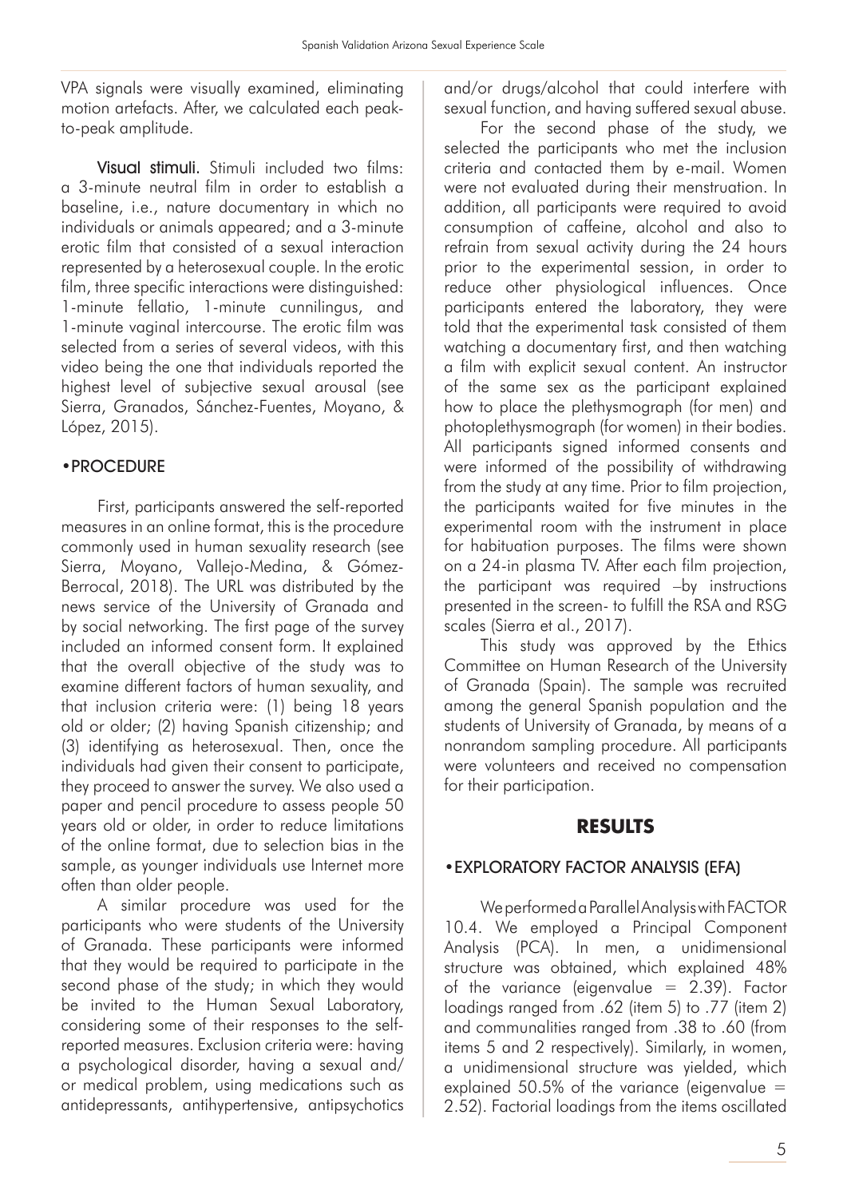VPA signals were visually examined, eliminating motion artefacts. After, we calculated each peak-to-peak amplitude.

**Visual stimuli.** Stimuli included two films: a 3-minute neutral film in order to establish a baseline, i.e., nature documentary in which no individuals or animals appeared; and a 3-minute erotic film that consisted of a sexual interaction represented by a heterosexual couple. In the erotic film, three specific interactions were distinguished: 1-minute fellatio, 1-minute cunnilingus, and 1-minute vaginal intercourse. The erotic film was selected from a series of several videos, with this video being the one that individuals reported the highest level of subjective sexual arousal (see Sierra, Granados, Sánchez-Fuentes, Moyano, & López, 2015).

## •PROCEDURE

First, participants answered the self-reported measures in an online format, this is the procedure commonly used in human sexuality research (see Sierra, Moyano, Vallejo-Medina, & Gómez-Berrocal, 2018). The URL was distributed by the news service of the University of Granada and by social networking. The first page of the survey included an informed consent form. It explained that the overall objective of the study was to examine different factors of human sexuality, and that inclusion criteria were: (1) being 18 years old or older; (2) having Spanish citizenship; and (3) identifying as heterosexual. Then, once the individuals had given their consent to participate, they proceed to answer the survey. We also used a paper and pencil procedure to assess people 50 years old or older, in order to reduce limitations of the online format, due to selection bias in the sample, as younger individuals use Internet more often than older people.

A similar procedure was used for the participants who were students of the University of Granada. These participants were informed that they would be required to participate in the second phase of the study; in which they would be invited to the Human Sexual Laboratory, considering some of their responses to the self-reported measures. Exclusion criteria were: having a psychological disorder, having a sexual and/or medical problem, using medications such as antidepressants, antihypertensive, antipsychotics and/or drugs/alcohol that could interfere with sexual function, and having suffered sexual abuse.

For the second phase of the study, we selected the participants who met the inclusion criteria and contacted them by e-mail. Women were not evaluated during their menstruation. In addition, all participants were required to avoid consumption of caffeine, alcohol and also to refrain from sexual activity during the 24 hours prior to the experimental session, in order to reduce other physiological influences. Once participants entered the laboratory, they were told that the experimental task consisted of them watching a documentary first, and then watching a film with explicit sexual content. An instructor of the same sex as the participant explained how to place the plethysmograph (for men) and photoplethysmograph (for women) in their bodies. All participants signed informed consents and were informed of the possibility of withdrawing from the study at any time. Prior to film projection, the participants waited for five minutes in the experimental room with the instrument in place for habituation purposes. The films were shown on a 24-in plasma TV. After each film projection, the participant was required –by instructions presented in the screen- to fulfill the RSA and RSG scales (Sierra et al., 2017).

This study was approved by the Ethics Committee on Human Research of the University of Granada (Spain). The sample was recruited among the general Spanish population and the students of University of Granada, by means of a nonrandom sampling procedure. All participants were volunteers and received no compensation for their participation.

# RESULTS

## •EXPLORATORY FACTOR ANALYSIS (EFA)

We performed a Parallel Analysis with FACTOR 10.4. We employed a Principal Component Analysis (PCA). In men, a unidimensional structure was obtained, which explained 48% of the variance (eigenvalue = 2.39). Factor loadings ranged from .62 (item 5) to .77 (item 2) and communalities ranged from .38 to .60 (from items 5 and 2 respectively). Similarly, in women, a unidimensional structure was yielded, which explained 50.5% of the variance (eigenvalue = 2.52). Factorial loadings from the items oscillated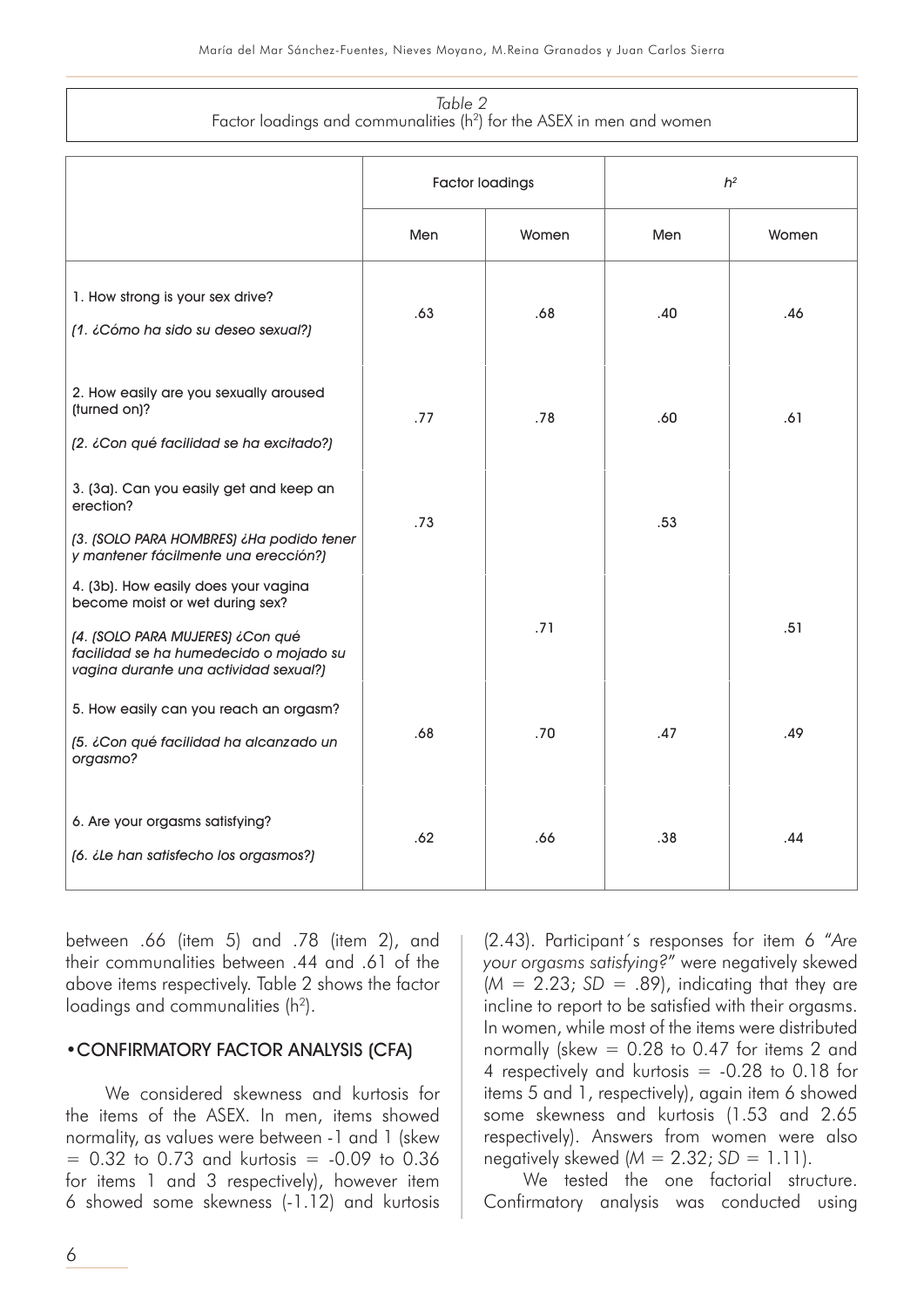*Table 2*
Factor loadings and communalities ($h^2$) for the ASEX in men and women

| | Factor loadings | | $h^2$ | |
|---|---|---|---|---|
| | Men | Women | Men | Women |
| 1. How strong is your sex drive? *(1. ¿Cómo ha sido su deseo sexual?)* | .63 | .68 | .40 | .46 |
| 2. How easily are you sexually aroused (turned on)? *(2. ¿Con qué facilidad se ha excitado?)* | .77 | .78 | .60 | .61 |
| 3. (3a). Can you easily get and keep an erection? *(3. (SOLO PARA HOMBRES) ¿Ha podido tener y mantener fácilmente una erección?)* | .73 | | .53 | |
| 4. (3b). How easily does your vagina become moist or wet during sex? *(4. (SOLO PARA MUJERES) ¿Con qué facilidad se ha humedecido o mojado su vagina durante una actividad sexual?)* | | .71 | | .51 |
| 5. How easily can you reach an orgasm? *(5. ¿Con qué facilidad ha alcanzado un orgasmo?* | .68 | .70 | .47 | .49 |
| 6. Are your orgasms satisfying? *(6. ¿Le han satisfecho los orgasmos?)* | .62 | .66 | .38 | .44 |

between .66 (item 5) and .78 (item 2), and their communalities between .44 and .61 of the above items respectively. Table 2 shows the factor loadings and communalities ($h^2$).

## • CONFIRMATORY FACTOR ANALYSIS (CFA)

We considered skewness and kurtosis for the items of the ASEX. In men, items showed normality, as values were between -1 and 1 (skew = 0.32 to 0.73 and kurtosis = -0.09 to 0.36 for items 1 and 3 respectively), however item 6 showed some skewness (-1.12) and kurtosis (2.43). Participant´s responses for item 6 "*Are your orgasms satisfying?*" were negatively skewed ($M$ = 2.23; $SD$ = .89), indicating that they are incline to report to be satisfied with their orgasms. In women, while most of the items were distributed normally (skew = 0.28 to 0.47 for items 2 and 4 respectively and kurtosis = -0.28 to 0.18 for items 5 and 1, respectively), again item 6 showed some skewness and kurtosis (1.53 and 2.65 respectively). Answers from women were also negatively skewed ($M$ = 2.32; $SD$ = 1.11).

We tested the one factorial structure. Confirmatory analysis was conducted using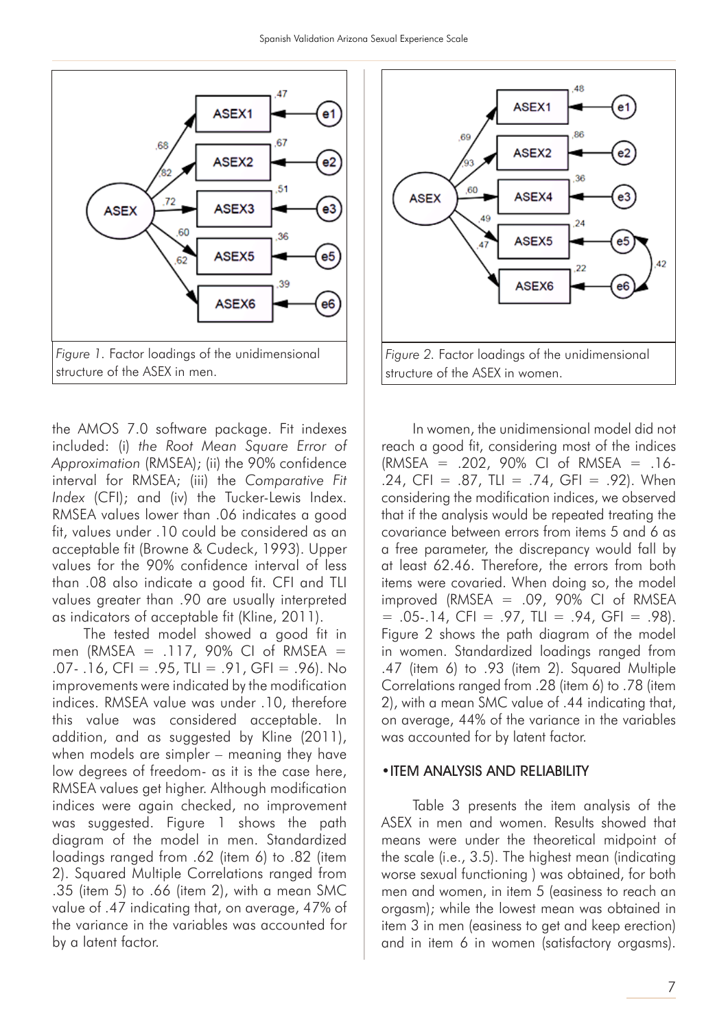*Figure 1.* Factor loadings of the unidimensional structure of the ASEX in men.

*Figure 2.* Factor loadings of the unidimensional structure of the ASEX in women.

the AMOS 7.0 software package. Fit indexes included: (i) *the Root Mean Square Error of Approximation* (RMSEA); (ii) the 90% confidence interval for RMSEA; (iii) the *Comparative Fit Index* (CFI); and (iv) the Tucker-Lewis Index. RMSEA values lower than .06 indicates a good fit, values under .10 could be considered as an acceptable fit (Browne & Cudeck, 1993). Upper values for the 90% confidence interval of less than .08 also indicate a good fit. CFI and TLI values greater than .90 are usually interpreted as indicators of acceptable fit (Kline, 2011).

The tested model showed a good fit in men (RMSEA = .117, 90% CI of RMSEA = .07- .16, CFI = .95, TLI = .91, GFI = .96). No improvements were indicated by the modification indices. RMSEA value was under .10, therefore this value was considered acceptable. In addition, and as suggested by Kline (2011), when models are simpler – meaning they have low degrees of freedom- as it is the case here, RMSEA values get higher. Although modification indices were again checked, no improvement was suggested. Figure 1 shows the path diagram of the model in men. Standardized loadings ranged from .62 (item 6) to .82 (item 2). Squared Multiple Correlations ranged from .35 (item 5) to .66 (item 2), with a mean SMC value of .47 indicating that, on average, 47% of the variance in the variables was accounted for by a latent factor.

In women, the unidimensional model did not reach a good fit, considering most of the indices (RMSEA = .202, 90% CI of RMSEA = .16-.24, CFI = .87, TLI = .74, GFI = .92). When considering the modification indices, we observed that if the analysis would be repeated treating the covariance between errors from items 5 and 6 as a free parameter, the discrepancy would fall by at least 62.46. Therefore, the errors from both items were covaried. When doing so, the model improved (RMSEA = .09, 90% CI of RMSEA = .05-.14, CFI = .97, TLI = .94, GFI = .98). Figure 2 shows the path diagram of the model in women. Standardized loadings ranged from .47 (item 6) to .93 (item 2). Squared Multiple Correlations ranged from .28 (item 6) to .78 (item 2), with a mean SMC value of .44 indicating that, on average, 44% of the variance in the variables was accounted for by latent factor.

## •ITEM ANALYSIS AND RELIABILITY

Table 3 presents the item analysis of the ASEX in men and women. Results showed that means were under the theoretical midpoint of the scale (i.e., 3.5). The highest mean (indicating worse sexual functioning ) was obtained, for both men and women, in item 5 (easiness to reach an orgasm); while the lowest mean was obtained in item 3 in men (easiness to get and keep erection) and in item 6 in women (satisfactory orgasms).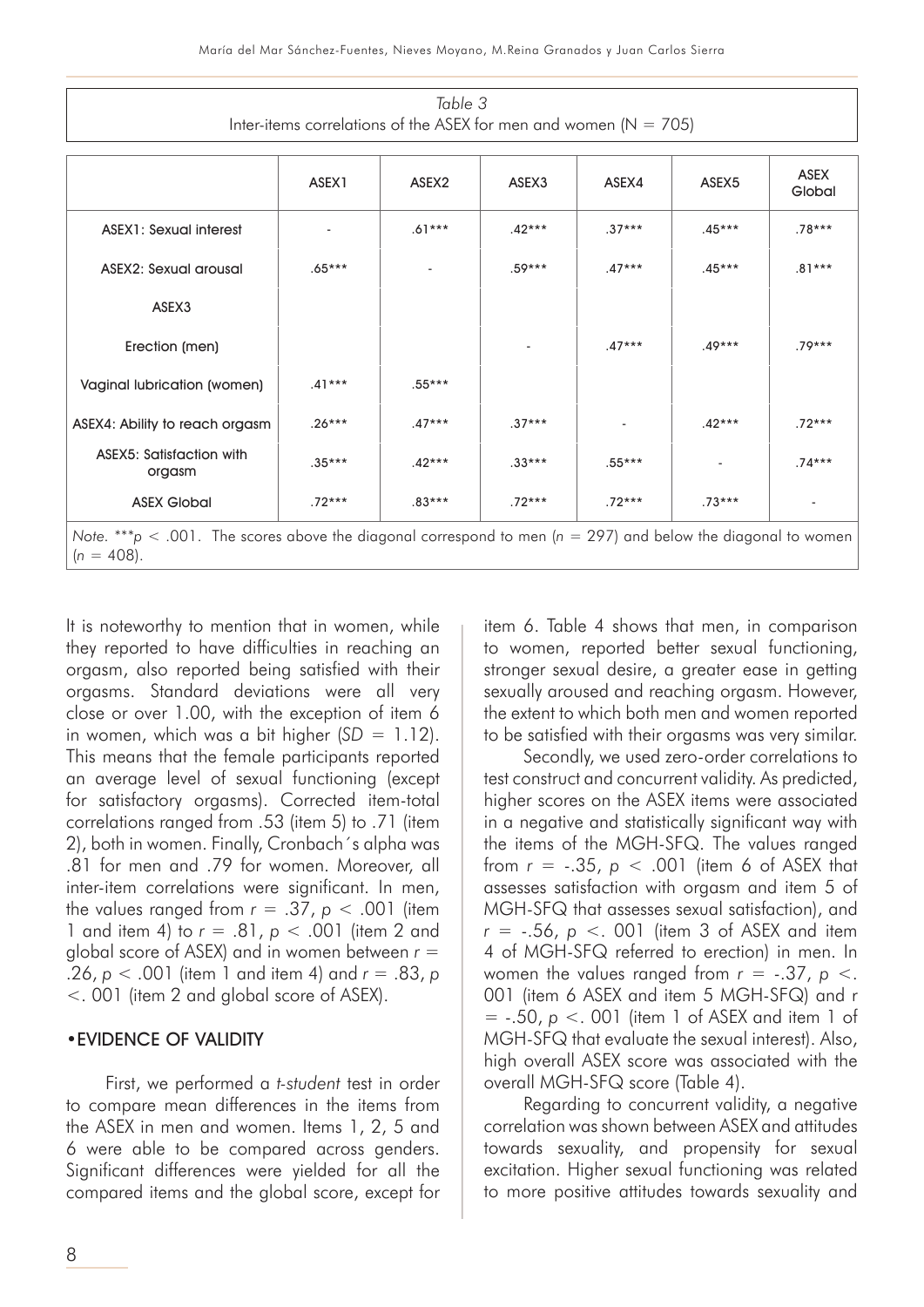*Table 3*
Inter-items correlations of the ASEX for men and women (N = 705)

| | ASEX1 | ASEX2 | ASEX3 | ASEX4 | ASEX5 | ASEX Global |
|---|---|---|---|---|---|---|
| ASEX1: Sexual interest | - | .61*** | .42*** | .37*** | .45*** | .78*** |
| ASEX2: Sexual arousal | .65*** | - | .59*** | .47*** | .45*** | .81*** |
| ASEX3 | | | | | | |
| Erection (men) | | | - | .47*** | .49*** | .79*** |
| Vaginal lubrication (women) | .41*** | .55*** | | | | |
| ASEX4: Ability to reach orgasm | .26*** | .47*** | .37*** | - | .42*** | .72*** |
| ASEX5: Satisfaction with orgasm | .35*** | .42*** | .33*** | .55*** | - | .74*** |
| ASEX Global | .72*** | .83*** | .72*** | .72*** | .73*** | - |

*Note*. ***$p < .001$. The scores above the diagonal correspond to men ($n = 297$) and below the diagonal to women ($n = 408$).

It is noteworthy to mention that in women, while they reported to have difficulties in reaching an orgasm, also reported being satisfied with their orgasms. Standard deviations were all very close or over 1.00, with the exception of item 6 in women, which was a bit higher ($SD = 1.12$). This means that the female participants reported an average level of sexual functioning (except for satisfactory orgasms). Corrected item-total correlations ranged from .53 (item 5) to .71 (item 2), both in women. Finally, Cronbach´s alpha was .81 for men and .79 for women. Moreover, all inter-item correlations were significant. In men, the values ranged from $r = .37$, $p < .001$ (item 1 and item 4) to $r = .81$, $p < .001$ (item 2 and global score of ASEX) and in women between $r = .26$, $p < .001$ (item 1 and item 4) and $r = .83$, $p <. 001$ (item 2 and global score of ASEX).

## •EVIDENCE OF VALIDITY

First, we performed a *t-student* test in order to compare mean differences in the items from the ASEX in men and women. Items 1, 2, 5 and 6 were able to be compared across genders. Significant differences were yielded for all the compared items and the global score, except for item 6. Table 4 shows that men, in comparison to women, reported better sexual functioning, stronger sexual desire, a greater ease in getting sexually aroused and reaching orgasm. However, the extent to which both men and women reported to be satisfied with their orgasms was very similar.

Secondly, we used zero-order correlations to test construct and concurrent validity. As predicted, higher scores on the ASEX items were associated in a negative and statistically significant way with the items of the MGH-SFQ. The values ranged from $r = -.35$, $p < .001$ (item 6 of ASEX that assesses satisfaction with orgasm and item 5 of MGH-SFQ that assesses sexual satisfaction), and $r = -.56$, $p <. 001$ (item 3 of ASEX and item 4 of MGH-SFQ referred to erection) in men. In women the values ranged from $r = -.37$, $p <. 001$ (item 6 ASEX and item 5 MGH-SFQ) and $r = -.50$, $p <. 001$ (item 1 of ASEX and item 1 of MGH-SFQ that evaluate the sexual interest). Also, high overall ASEX score was associated with the overall MGH-SFQ score (Table 4).

Regarding to concurrent validity, a negative correlation was shown between ASEX and attitudes towards sexuality, and propensity for sexual excitation. Higher sexual functioning was related to more positive attitudes towards sexuality and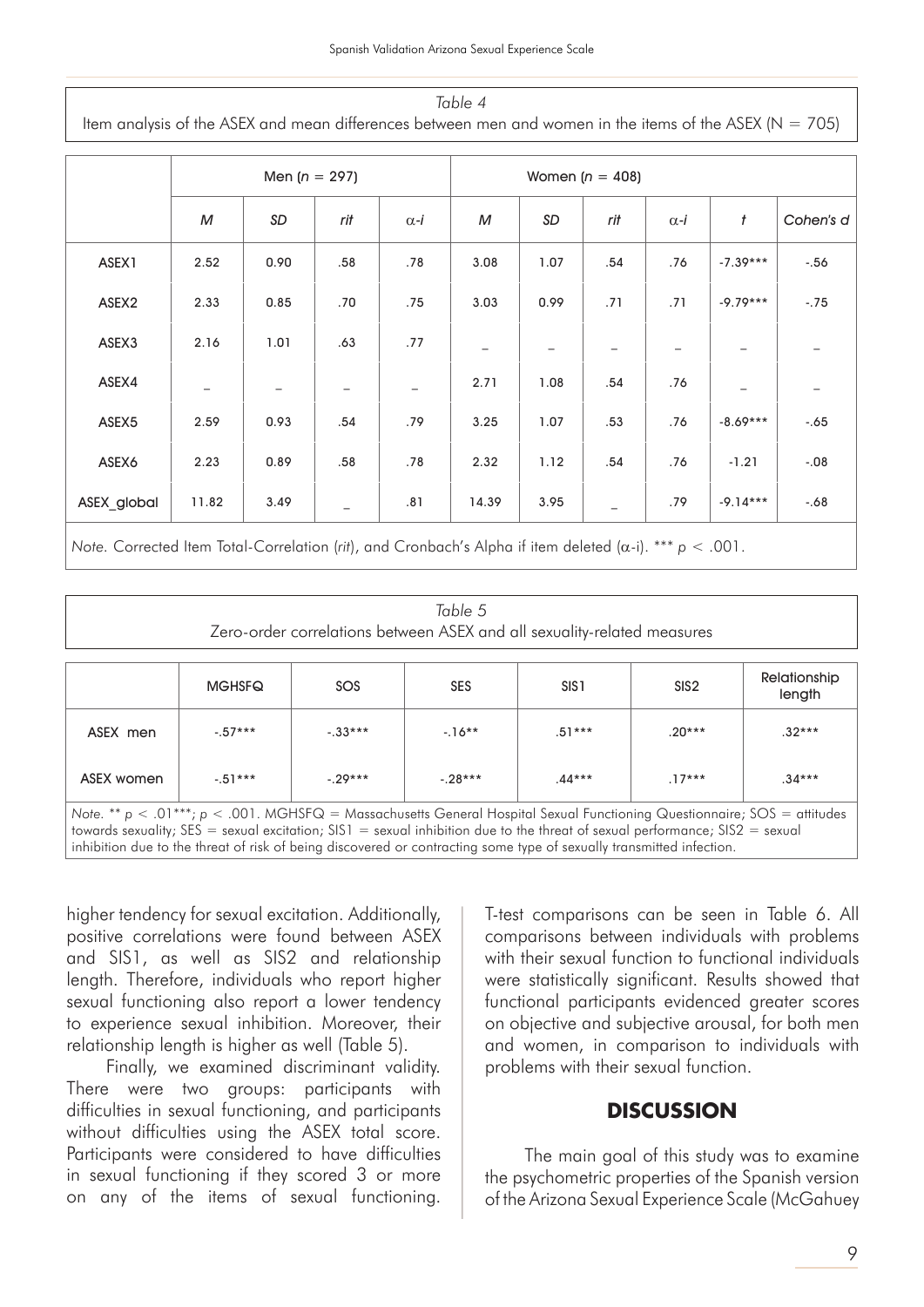*Table 4*
Item analysis of the ASEX and mean differences between men and women in the items of the ASEX (N = 705)

| | Men ($n$ = 297) | | | | Women ($n$ = 408) | | | | | |
|---|---|---|---|---|---|---|---|---|---|---|
| | *M* | *SD* | *rit* | $\alpha$-*i* | *M* | *SD* | *rit* | $\alpha$-*i* | *t* | *Cohen's d* |
| ASEX1 | 2.52 | 0.90 | .58 | .78 | 3.08 | 1.07 | .54 | .76 | -7.39*** | -.56 |
| ASEX2 | 2.33 | 0.85 | .70 | .75 | 3.03 | 0.99 | .71 | .71 | -9.79*** | -.75 |
| ASEX3 | 2.16 | 1.01 | .63 | .77 | – | – | – | – | – | – |
| ASEX4 | – | – | – | – | 2.71 | 1.08 | .54 | .76 | – | – |
| ASEX5 | 2.59 | 0.93 | .54 | .79 | 3.25 | 1.07 | .53 | .76 | -8.69*** | -.65 |
| ASEX6 | 2.23 | 0.89 | .58 | .78 | 2.32 | 1.12 | .54 | .76 | -1.21 | -.08 |
| ASEX_global | 11.82 | 3.49 | – | .81 | 14.39 | 3.95 | – | .79 | -9.14*** | -.68 |

*Note.* Corrected Item Total-Correlation (*rit*), and Cronbach's Alpha if item deleted ($\alpha$-i). *** $p < .001$.

*Table 5*
Zero-order correlations between ASEX and all sexuality-related measures

| | MGHSFQ | SOS | SES | SIS1 | SIS2 | Relationship length |
|---|---|---|---|---|---|---|
| ASEX men | -.57*** | -.33*** | -.16** | .51*** | .20*** | .32*** |
| ASEX women | -.51*** | -.29*** | -.28*** | .44*** | .17*** | .34*** |

*Note.* ** $p < .01$***; $p < .001$. MGHSFQ = Massachusetts General Hospital Sexual Functioning Questionnaire; SOS = attitudes towards sexuality; SES = sexual excitation; SIS1 = sexual inhibition due to the threat of sexual performance; SIS2 = sexual inhibition due to the threat of risk of being discovered or contracting some type of sexually transmitted infection.

higher tendency for sexual excitation. Additionally, positive correlations were found between ASEX and SIS1, as well as SIS2 and relationship length. Therefore, individuals who report higher sexual functioning also report a lower tendency to experience sexual inhibition. Moreover, their relationship length is higher as well (Table 5).

Finally, we examined discriminant validity. There were two groups: participants with difficulties in sexual functioning, and participants without difficulties using the ASEX total score. Participants were considered to have difficulties in sexual functioning if they scored 3 or more on any of the items of sexual functioning. T-test comparisons can be seen in Table 6. All comparisons between individuals with problems with their sexual function to functional individuals were statistically significant. Results showed that functional participants evidenced greater scores on objective and subjective arousal, for both men and women, in comparison to individuals with problems with their sexual function.

## DISCUSSION

The main goal of this study was to examine the psychometric properties of the Spanish version of the Arizona Sexual Experience Scale (McGahuey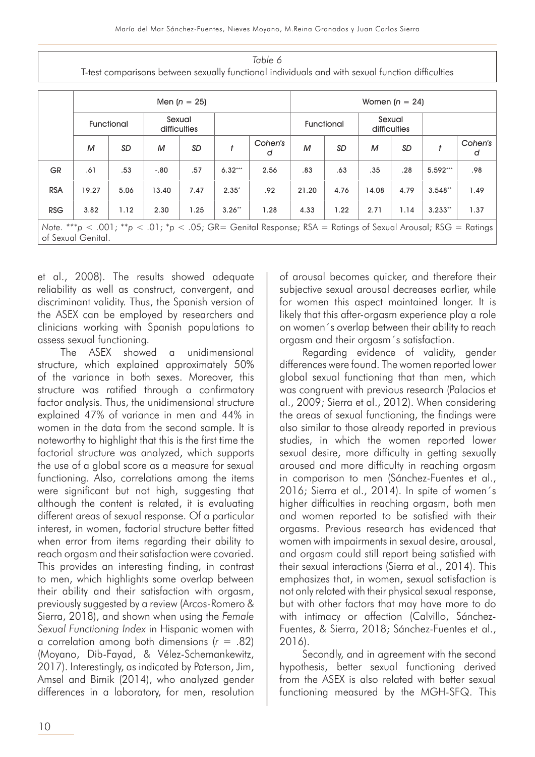*Table 6*
T-test comparisons between sexually functional individuals and with sexual function difficulties

| | Men ($n$ = 25) | | | | | | Women ($n$ = 24) | | | | | |
|---|---|---|---|---|---|---|---|---|---|---|---|---|
| | Functional | | Sexual difficulties | | | | Functional | | Sexual difficulties | | | |
| | *M* | *SD* | *M* | *SD* | *t* | *Cohen's d* | *M* | *SD* | *M* | *SD* | *t* | *Cohen's d* |
| GR | .61 | .53 | -.80 | .57 | 6.32*** | 2.56 | .83 | .63 | .35 | .28 | 5.592*** | .98 |
| RSA | 19.27 | 5.06 | 13.40 | 7.47 | 2.35* | .92 | 21.20 | 4.76 | 14.08 | 4.79 | 3.548** | 1.49 |
| RSG | 3.82 | 1.12 | 2.30 | 1.25 | 3.26** | 1.28 | 4.33 | 1.22 | 2.71 | 1.14 | 3.233** | 1.37 |

*Note.* ***$p < .001$; **$p < .01$; *$p < .05$; GR= Genital Response; RSA = Ratings of Sexual Arousal; RSG = Ratings of Sexual Genital.

et al., 2008). The results showed adequate reliability as well as construct, convergent, and discriminant validity. Thus, the Spanish version of the ASEX can be employed by researchers and clinicians working with Spanish populations to assess sexual functioning.

The ASEX showed a unidimensional structure, which explained approximately 50% of the variance in both sexes. Moreover, this structure was ratified through a confirmatory factor analysis. Thus, the unidimensional structure explained 47% of variance in men and 44% in women in the data from the second sample. It is noteworthy to highlight that this is the first time the factorial structure was analyzed, which supports the use of a global score as a measure for sexual functioning. Also, correlations among the items were significant but not high, suggesting that although the content is related, it is evaluating different areas of sexual response. Of a particular interest, in women, factorial structure better fitted when error from items regarding their ability to reach orgasm and their satisfaction were covaried. This provides an interesting finding, in contrast to men, which highlights some overlap between their ability and their satisfaction with orgasm, previously suggested by a review (Arcos-Romero & Sierra, 2018), and shown when using the *Female Sexual Functioning Index* in Hispanic women with a correlation among both dimensions ($r$ = .82) (Moyano, Dib-Fayad, & Vélez-Schemankewitz, 2017). Interestingly, as indicated by Paterson, Jim, Amsel and Bimik (2014), who analyzed gender differences in a laboratory, for men, resolution of arousal becomes quicker, and therefore their subjective sexual arousal decreases earlier, while for women this aspect maintained longer. It is likely that this after-orgasm experience play a role on women´s overlap between their ability to reach orgasm and their orgasm´s satisfaction.

Regarding evidence of validity, gender differences were found. The women reported lower global sexual functioning that than men, which was congruent with previous research (Palacios et al., 2009; Sierra et al., 2012). When considering the areas of sexual functioning, the findings were also similar to those already reported in previous studies, in which the women reported lower sexual desire, more difficulty in getting sexually aroused and more difficulty in reaching orgasm in comparison to men (Sánchez-Fuentes et al., 2016; Sierra et al., 2014). In spite of women´s higher difficulties in reaching orgasm, both men and women reported to be satisfied with their orgasms. Previous research has evidenced that women with impairments in sexual desire, arousal, and orgasm could still report being satisfied with their sexual interactions (Sierra et al., 2014). This emphasizes that, in women, sexual satisfaction is not only related with their physical sexual response, but with other factors that may have more to do with intimacy or affection (Calvillo, Sánchez-Fuentes, & Sierra, 2018; Sánchez-Fuentes et al., 2016).

Secondly, and in agreement with the second hypothesis, better sexual functioning derived from the ASEX is also related with better sexual functioning measured by the MGH-SFQ. This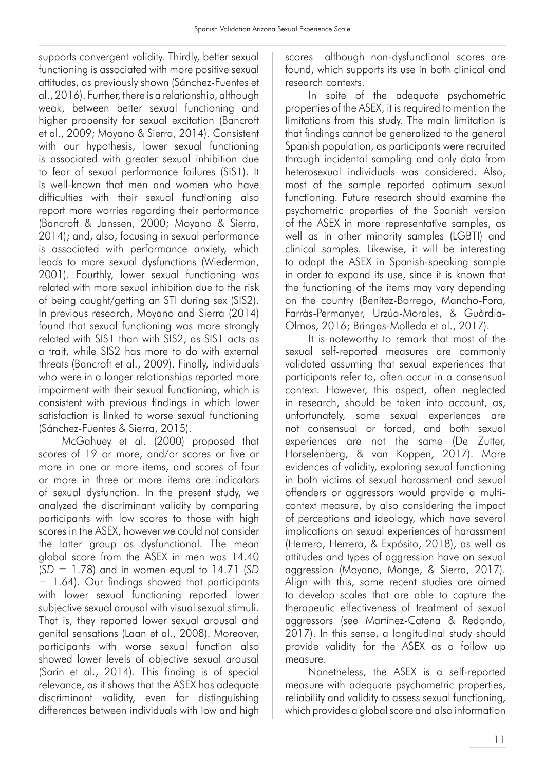supports convergent validity. Thirdly, better sexual functioning is associated with more positive sexual attitudes, as previously shown (Sánchez-Fuentes et al., 2016). Further, there is a relationship, although weak, between better sexual functioning and higher propensity for sexual excitation (Bancroft et al., 2009; Moyano & Sierra, 2014). Consistent with our hypothesis, lower sexual functioning is associated with greater sexual inhibition due to fear of sexual performance failures (SIS1). It is well-known that men and women who have difficulties with their sexual functioning also report more worries regarding their performance (Bancroft & Janssen, 2000; Moyano & Sierra, 2014); and, also, focusing in sexual performance is associated with performance anxiety, which leads to more sexual dysfunctions (Wiederman, 2001). Fourthly, lower sexual functioning was related with more sexual inhibition due to the risk of being caught/getting an STI during sex (SIS2). In previous research, Moyano and Sierra (2014) found that sexual functioning was more strongly related with SIS1 than with SIS2, as SIS1 acts as a trait, while SIS2 has more to do with external threats (Bancroft et al., 2009). Finally, individuals who were in a longer relationships reported more impairment with their sexual functioning, which is consistent with previous findings in which lower satisfaction is linked to worse sexual functioning (Sánchez-Fuentes & Sierra, 2015).

McGahuey et al. (2000) proposed that scores of 19 or more, and/or scores or five or more in one or more items, and scores of four or more in three or more items are indicators of sexual dysfunction. In the present study, we analyzed the discriminant validity by comparing participants with low scores to those with high scores in the ASEX, however we could not consider the latter group as dysfunctional. The mean global score from the ASEX in men was 14.40 ($SD$ = 1.78) and in women equal to 14.71 ($SD$ = 1.64). Our findings showed that participants with lower sexual functioning reported lower subjective sexual arousal with visual sexual stimuli. That is, they reported lower sexual arousal and genital sensations (Laan et al., 2008). Moreover, participants with worse sexual function also showed lower levels of objective sexual arousal (Sarin et al., 2014). This finding is of special relevance, as it shows that the ASEX has adequate discriminant validity, even for distinguishing differences between individuals with low and high scores –although non-dysfunctional scores are found, which supports its use in both clinical and research contexts.

In spite of the adequate psychometric properties of the ASEX, it is required to mention the limitations from this study. The main limitation is that findings cannot be generalized to the general Spanish population, as participants were recruited through incidental sampling and only data from heterosexual individuals was considered. Also, most of the sample reported optimum sexual functioning. Future research should examine the psychometric properties of the Spanish version of the ASEX in more representative samples, as well as in other minority samples (LGBTI) and clinical samples. Likewise, it will be interesting to adapt the ASEX in Spanish-speaking sample in order to expand its use, since it is known that the functioning of the items may vary depending on the country (Benítez-Borrego, Mancho-Fora, Farràs-Permanyer, Urzúa-Morales, & Guàrdia-Olmos, 2016; Bringas-Molleda et al., 2017).

It is noteworthy to remark that most of the sexual self-reported measures are commonly validated assuming that sexual experiences that participants refer to, often occur in a consensual context. However, this aspect, often neglected in research, should be taken into account, as, unfortunately, some sexual experiences are not consensual or forced, and both sexual experiences are not the same (De Zutter, Horselenberg, & van Koppen, 2017). More evidences of validity, exploring sexual functioning in both victims of sexual harassment and sexual offenders or aggressors would provide a multi-context measure, by also considering the impact of perceptions and ideology, which have several implications on sexual experiences of harassment (Herrera, Herrera, & Expósito, 2018), as well as attitudes and types of aggression have on sexual aggression (Moyano, Monge, & Sierra, 2017). Align with this, some recent studies are aimed to develop scales that are able to capture the therapeutic effectiveness of treatment of sexual aggressors (see Martínez-Catena & Redondo, 2017). In this sense, a longitudinal study should provide validity for the ASEX as a follow up measure.

Nonetheless, the ASEX is a self-reported measure with adequate psychometric properties, reliability and validity to assess sexual functioning, which provides a global score and also information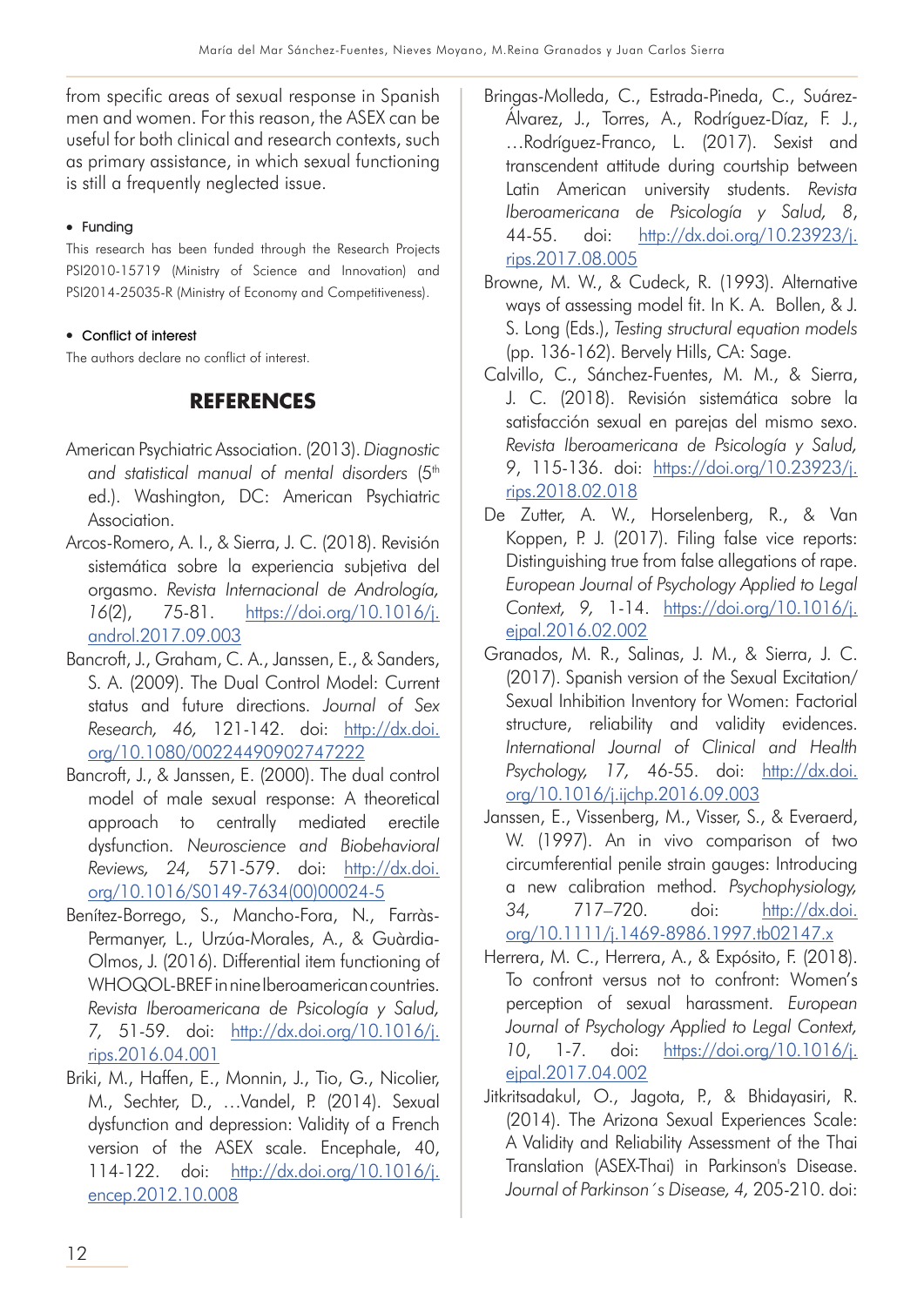from specific areas of sexual response in Spanish men and women. For this reason, the ASEX can be useful for both clinical and research contexts, such as primary assistance, in which sexual functioning is still a frequently neglected issue.

- Funding

This research has been funded through the Research Projects PSI2010-15719 (Ministry of Science and Innovation) and PSI2014-25035-R (Ministry of Economy and Competitiveness).

- Conflict of interest

The authors declare no conflict of interest.

## REFERENCES

American Psychiatric Association. (2013). *Diagnostic and statistical manual of mental disorders* (5th ed.). Washington, DC: American Psychiatric Association.

Arcos-Romero, A. I., & Sierra, J. C. (2018). Revisión sistemática sobre la experiencia subjetiva del orgasmo. *Revista Internacional de Andrología, 16*(2), 75-81. https://doi.org/10.1016/j.androl.2017.09.003

Bancroft, J., Graham, C. A., Janssen, E., & Sanders, S. A. (2009). The Dual Control Model: Current status and future directions. *Journal of Sex Research, 46,* 121-142. doi: http://dx.doi.org/10.1080/00224490902747222

Bancroft, J., & Janssen, E. (2000). The dual control model of male sexual response: A theoretical approach to centrally mediated erectile dysfunction. *Neuroscience and Biobehavioral Reviews, 24,* 571-579. doi: http://dx.doi.org/10.1016/S0149-7634(00)00024-5

Benítez-Borrego, S., Mancho-Fora, N., Farràs-Permanyer, L., Urzúa-Morales, A., & Guàrdia-Olmos, J. (2016). Differential item functioning of WHOQOL-BREF in nine Iberoamerican countries. *Revista Iberoamericana de Psicología y Salud, 7,* 51-59. doi: http://dx.doi.org/10.1016/j.rips.2016.04.001

Briki, M., Haffen, E., Monnin, J., Tio, G., Nicolier, M., Sechter, D., …Vandel, P. (2014). Sexual dysfunction and depression: Validity of a French version of the ASEX scale. Encephale, 40, 114-122. doi: http://dx.doi.org/10.1016/j.encep.2012.10.008

Bringas-Molleda, C., Estrada-Pineda, C., Suárez-Álvarez, J., Torres, A., Rodríguez-Díaz, F. J., …Rodríguez-Franco, L. (2017). Sexist and transcendent attitude during courtship between Latin American university students. *Revista Iberoamericana de Psicología y Salud, 8*, 44-55. doi: http://dx.doi.org/10.23923/j.rips.2017.08.005

Browne, M. W., & Cudeck, R. (1993). Alternative ways of assessing model fit. In K. A. Bollen, & J. S. Long (Eds.), *Testing structural equation models* (pp. 136-162). Bervely Hills, CA: Sage.

Calvillo, C., Sánchez-Fuentes, M. M., & Sierra, J. C. (2018). Revisión sistemática sobre la satisfacción sexual en parejas del mismo sexo. *Revista Iberoamericana de Psicología y Salud,* 9, 115-136. doi: https://doi.org/10.23923/j.rips.2018.02.018

De Zutter, A. W., Horselenberg, R., & Van Koppen, P. J. (2017). Filing false vice reports: Distinguishing true from false allegations of rape. *European Journal of Psychology Applied to Legal Context, 9,* 1-14. https://doi.org/10.1016/j.ejpal.2016.02.002

Granados, M. R., Salinas, J. M., & Sierra, J. C. (2017). Spanish version of the Sexual Excitation/Sexual Inhibition Inventory for Women: Factorial structure, reliability and validity evidences. *International Journal of Clinical and Health Psychology, 17,* 46-55. doi: http://dx.doi.org/10.1016/j.ijchp.2016.09.003

Janssen, E., Vissenberg, M., Visser, S., & Everaerd, W. (1997). An in vivo comparison of two circumferential penile strain gauges: Introducing a new calibration method. *Psychophysiology, 34,* 717–720. doi: http://dx.doi.org/10.1111/j.1469-8986.1997.tb02147.x

Herrera, M. C., Herrera, A., & Expósito, F. (2018). To confront versus not to confront: Women's perception of sexual harassment. *European Journal of Psychology Applied to Legal Context, 10,* 1-7. doi: https://doi.org/10.1016/j.ejpal.2017.04.002

Jitkritsadakul, O., Jagota, P., & Bhidayasiri, R. (2014). The Arizona Sexual Experiences Scale: A Validity and Reliability Assessment of the Thai Translation (ASEX-Thai) in Parkinson's Disease. *Journal of Parkinson´s Disease, 4,* 205-210. doi: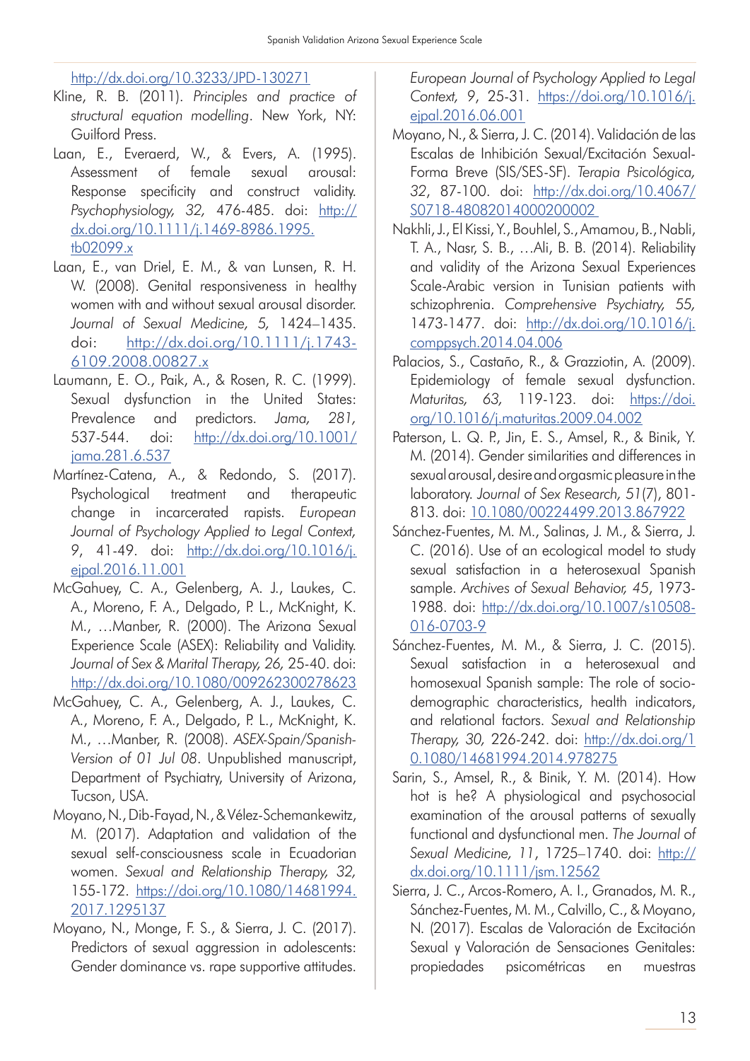http://dx.doi.org/10.3233/JPD-130271

Kline, R. B. (2011). *Principles and practice of structural equation modelling*. New York, NY: Guilford Press.

Laan, E., Everaerd, W., & Evers, A. (1995). Assessment of female sexual arousal: Response specificity and construct validity. *Psychophysiology, 32,* 476-485. doi: http://dx.doi.org/10.1111/j.1469-8986.1995.tb02099.x

Laan, E., van Driel, E. M., & van Lunsen, R. H. W. (2008). Genital responsiveness in healthy women with and without sexual arousal disorder. *Journal of Sexual Medicine, 5,* 1424–1435. doi: http://dx.doi.org/10.1111/j.1743-6109.2008.00827.x

Laumann, E. O., Paik, A., & Rosen, R. C. (1999). Sexual dysfunction in the United States: Prevalence and predictors. *Jama, 281,* 537-544. doi: http://dx.doi.org/10.1001/jama.281.6.537

Martínez-Catena, A., & Redondo, S. (2017). Psychological treatment and therapeutic change in incarcerated rapists. *European Journal of Psychology Applied to Legal Context, 9*, 41-49. doi: http://dx.doi.org/10.1016/j.ejpal.2016.11.001

McGahuey, C. A., Gelenberg, A. J., Laukes, C. A., Moreno, F. A., Delgado, P. L., McKnight, K. M., …Manber, R. (2000). The Arizona Sexual Experience Scale (ASEX): Reliability and Validity. *Journal of Sex & Marital Therapy, 26,* 25-40. doi: http://dx.doi.org/10.1080/009262300278623

McGahuey, C. A., Gelenberg, A. J., Laukes, C. A., Moreno, F. A., Delgado, P. L., McKnight, K. M., …Manber, R. (2008). *ASEX-Spain/Spanish-Version of 01 Jul 08*. Unpublished manuscript, Department of Psychiatry, University of Arizona, Tucson, USA.

Moyano, N., Dib-Fayad, N., & Vélez-Schemankewitz, M. (2017). Adaptation and validation of the sexual self-consciousness scale in Ecuadorian women. *Sexual and Relationship Therapy, 32,* 155-172. https://doi.org/10.1080/14681994.2017.1295137

Moyano, N., Monge, F. S., & Sierra, J. C. (2017). Predictors of sexual aggression in adolescents: Gender dominance vs. rape supportive attitudes. *European Journal of Psychology Applied to Legal Context, 9*, 25-31. https://doi.org/10.1016/j.ejpal.2016.06.001

Moyano, N., & Sierra, J. C. (2014). Validación de las Escalas de Inhibición Sexual/Excitación Sexual-Forma Breve (SIS/SES-SF). *Terapia Psicológica, 32*, 87-100. doi: http://dx.doi.org/10.4067/S0718-48082014000200002

Nakhli, J., El Kissi, Y., Bouhlel, S., Amamou, B., Nabli, T. A., Nasr, S. B., …Ali, B. B. (2014). Reliability and validity of the Arizona Sexual Experiences Scale-Arabic version in Tunisian patients with schizophrenia. *Comprehensive Psychiatry, 55,* 1473-1477. doi: http://dx.doi.org/10.1016/j.comppsych.2014.04.006

Palacios, S., Castaño, R., & Grazziotin, A. (2009). Epidemiology of female sexual dysfunction. *Maturitas, 63,* 119-123. doi: https://doi.org/10.1016/j.maturitas.2009.04.002

Paterson, L. Q. P., Jin, E. S., Amsel, R., & Binik, Y. M. (2014). Gender similarities and differences in sexual arousal, desire and orgasmic pleasure in the laboratory. *Journal of Sex Research, 51*(7), 801-813. doi: 10.1080/00224499.2013.867922

Sánchez-Fuentes, M. M., Salinas, J. M., & Sierra, J. C. (2016). Use of an ecological model to study sexual satisfaction in a heterosexual Spanish sample. *Archives of Sexual Behavior, 45*, 1973-1988. doi: http://dx.doi.org/10.1007/s10508-016-0703-9

Sánchez-Fuentes, M. M., & Sierra, J. C. (2015). Sexual satisfaction in a heterosexual and homosexual Spanish sample: The role of socio-demographic characteristics, health indicators, and relational factors. *Sexual and Relationship Therapy, 30,* 226-242. doi: http://dx.doi.org/10.1080/14681994.2014.978275

Sarin, S., Amsel, R., & Binik, Y. M. (2014). How hot is he? A physiological and psychosocial examination of the arousal patterns of sexually functional and dysfunctional men. *The Journal of Sexual Medicine, 11*, 1725–1740. doi: http://dx.doi.org/10.1111/jsm.12562

Sierra, J. C., Arcos-Romero, A. I., Granados, M. R., Sánchez-Fuentes, M. M., Calvillo, C., & Moyano, N. (2017). Escalas de Valoración de Excitación Sexual y Valoración de Sensaciones Genitales: propiedades psicométricas en muestras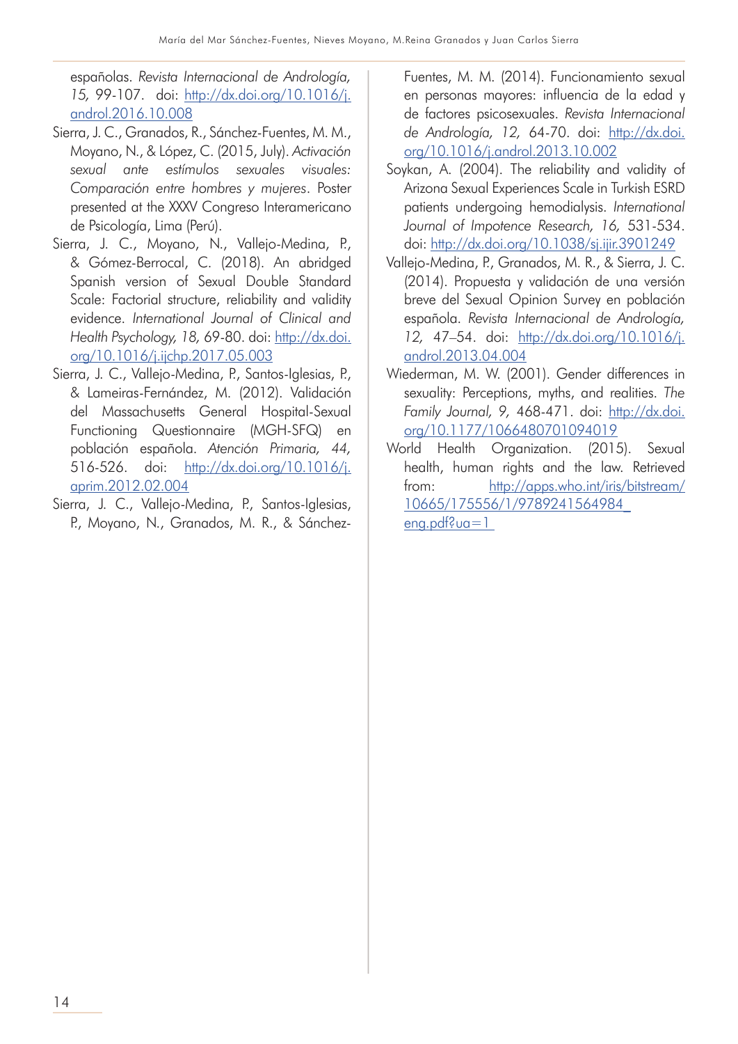españolas. *Revista Internacional de Andrología, 15,* 99-107. doi: http://dx.doi.org/10.1016/j.androl.2016.10.008

Sierra, J. C., Granados, R., Sánchez-Fuentes, M. M., Moyano, N., & López, C. (2015, July). *Activación sexual ante estímulos sexuales visuales: Comparación entre hombres y mujeres*. Poster presented at the XXXV Congreso Interamericano de Psicología, Lima (Perú).

Sierra, J. C., Moyano, N., Vallejo-Medina, P., & Gómez-Berrocal, C. (2018). An abridged Spanish version of Sexual Double Standard Scale: Factorial structure, reliability and validity evidence. *International Journal of Clinical and Health Psychology, 18,* 69-80. doi: http://dx.doi.org/10.1016/j.ijchp.2017.05.003

Sierra, J. C., Vallejo-Medina, P., Santos-Iglesias, P., & Lameiras-Fernández, M. (2012). Validación del Massachusetts General Hospital-Sexual Functioning Questionnaire (MGH-SFQ) en población española. *Atención Primaria, 44,* 516-526. doi: http://dx.doi.org/10.1016/j.aprim.2012.02.004

Sierra, J. C., Vallejo-Medina, P., Santos-Iglesias, P., Moyano, N., Granados, M. R., & Sánchez-Fuentes, M. M. (2014). Funcionamiento sexual en personas mayores: influencia de la edad y de factores psicosexuales. *Revista Internacional de Andrología, 12,* 64-70. doi: http://dx.doi.org/10.1016/j.androl.2013.10.002

Soykan, A. (2004). The reliability and validity of Arizona Sexual Experiences Scale in Turkish ESRD patients undergoing hemodialysis. *International Journal of Impotence Research, 16,* 531-534. doi: http://dx.doi.org/10.1038/sj.ijir.3901249

Vallejo-Medina, P., Granados, M. R., & Sierra, J. C. (2014). Propuesta y validación de una versión breve del Sexual Opinion Survey en población española. *Revista Internacional de Andrología, 12,* 47–54. doi: http://dx.doi.org/10.1016/j.androl.2013.04.004

Wiederman, M. W. (2001). Gender differences in sexuality: Perceptions, myths, and realities. *The Family Journal, 9,* 468-471. doi: http://dx.doi.org/10.1177/1066480701094019

World Health Organization. (2015). Sexual health, human rights and the law. Retrieved from: http://apps.who.int/iris/bitstream/10665/175556/1/9789241564984_eng.pdf?ua=1